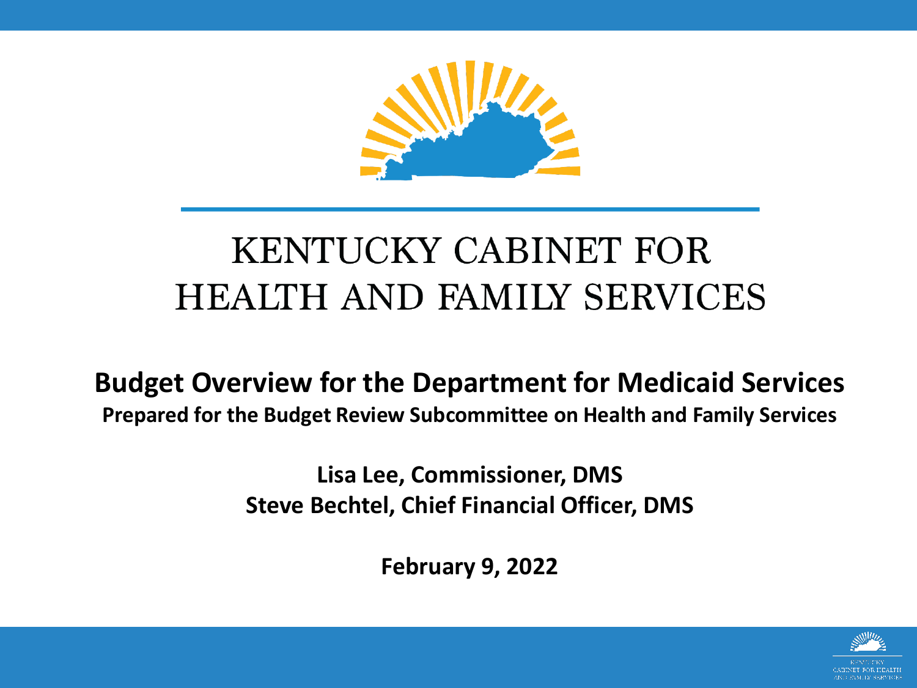# KENTUCKY CABINET FOR HEALTH AND FAMILY SERVICES

## Budget Overview for the Department for Medicaid Services

**Prepared for the Budget Review Subcommittee on Health and Family Services**

**Lisa Lee, Commissioner, DMS**
**Steve Bechtel, Chief Financial Officer, DMS**

**February 9, 2022**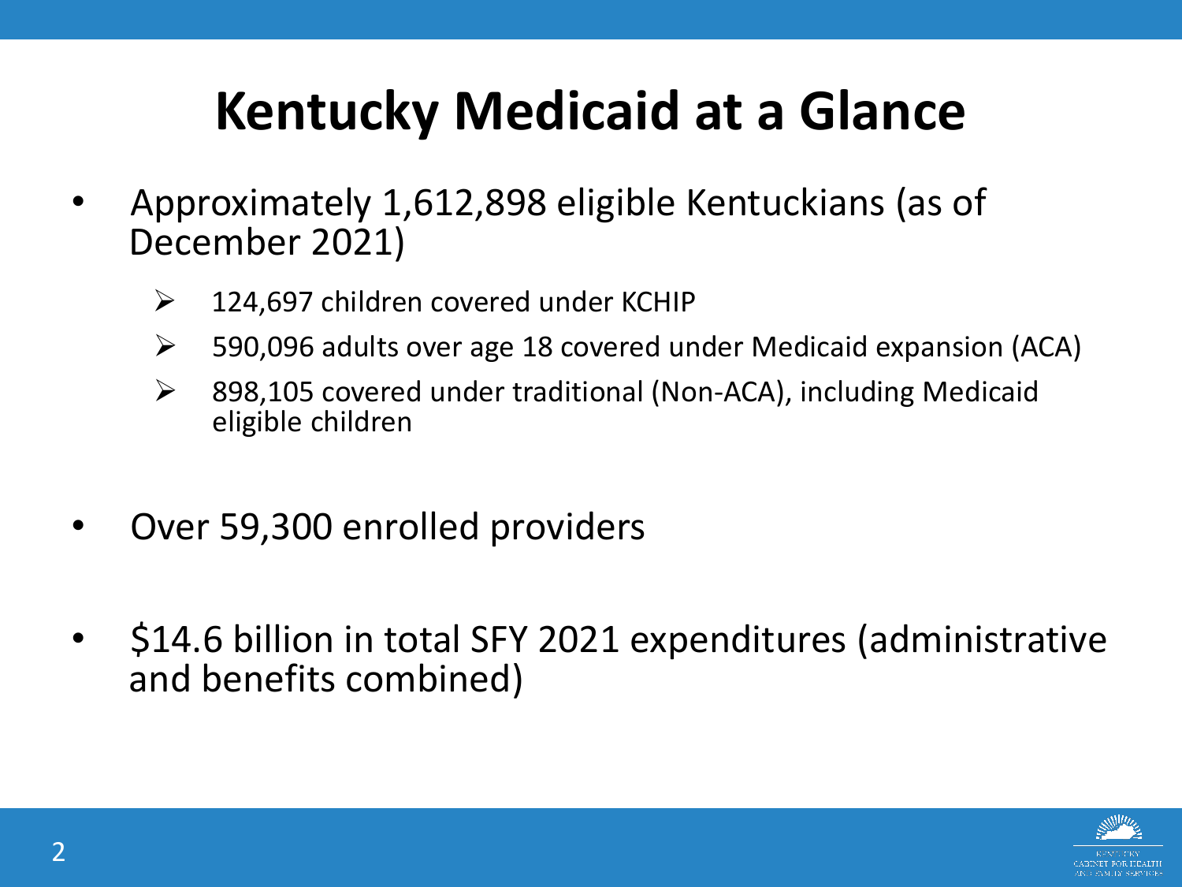# Kentucky Medicaid at a Glance

- Approximately 1,612,898 eligible Kentuckians (as of December 2021)
  - 124,697 children covered under KCHIP
  - 590,096 adults over age 18 covered under Medicaid expansion (ACA)
  - 898,105 covered under traditional (Non-ACA), including Medicaid eligible children
- Over 59,300 enrolled providers
- $14.6 billion in total SFY 2021 expenditures (administrative and benefits combined)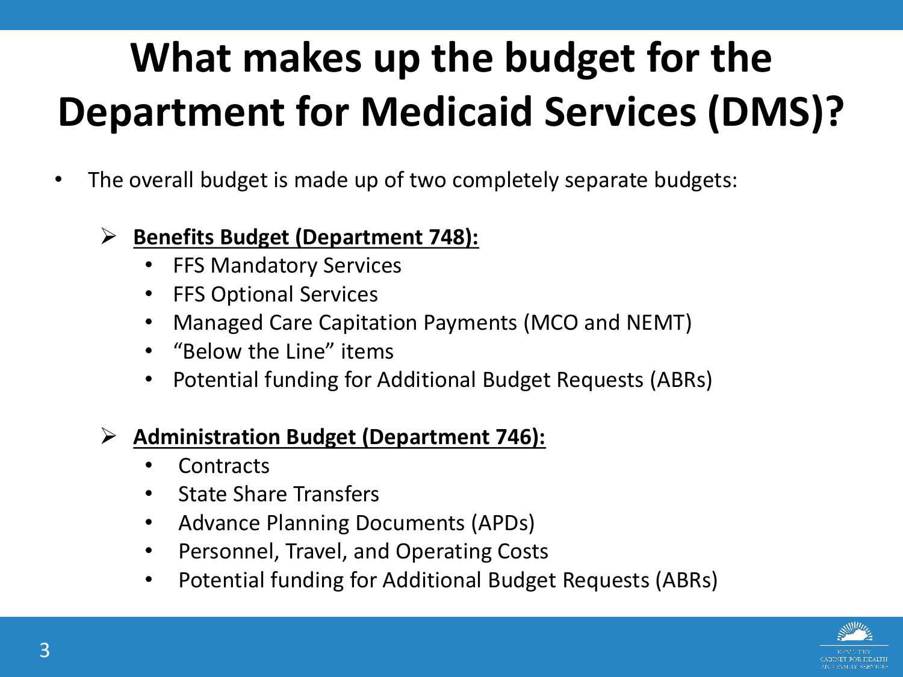# What makes up the budget for the Department for Medicaid Services (DMS)?

- The overall budget is made up of two completely separate budgets:
  - **Benefits Budget (Department 748):**
    - FFS Mandatory Services
    - FFS Optional Services
    - Managed Care Capitation Payments (MCO and NEMT)
    - “Below the Line” items
    - Potential funding for Additional Budget Requests (ABRs)
  - **Administration Budget (Department 746):**
    - Contracts
    - State Share Transfers
    - Advance Planning Documents (APDs)
    - Personnel, Travel, and Operating Costs
    - Potential funding for Additional Budget Requests (ABRs)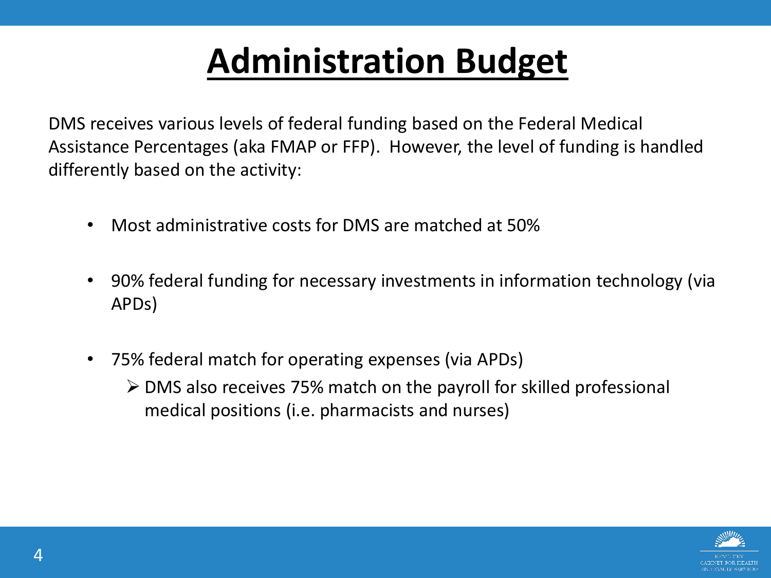# Administration Budget

DMS receives various levels of federal funding based on the Federal Medical Assistance Percentages (aka FMAP or FFP). However, the level of funding is handled differently based on the activity:

- Most administrative costs for DMS are matched at 50%
- 90% federal funding for necessary investments in information technology (via APDs)
- 75% federal match for operating expenses (via APDs)
  - DMS also receives 75% match on the payroll for skilled professional medical positions (i.e. pharmacists and nurses)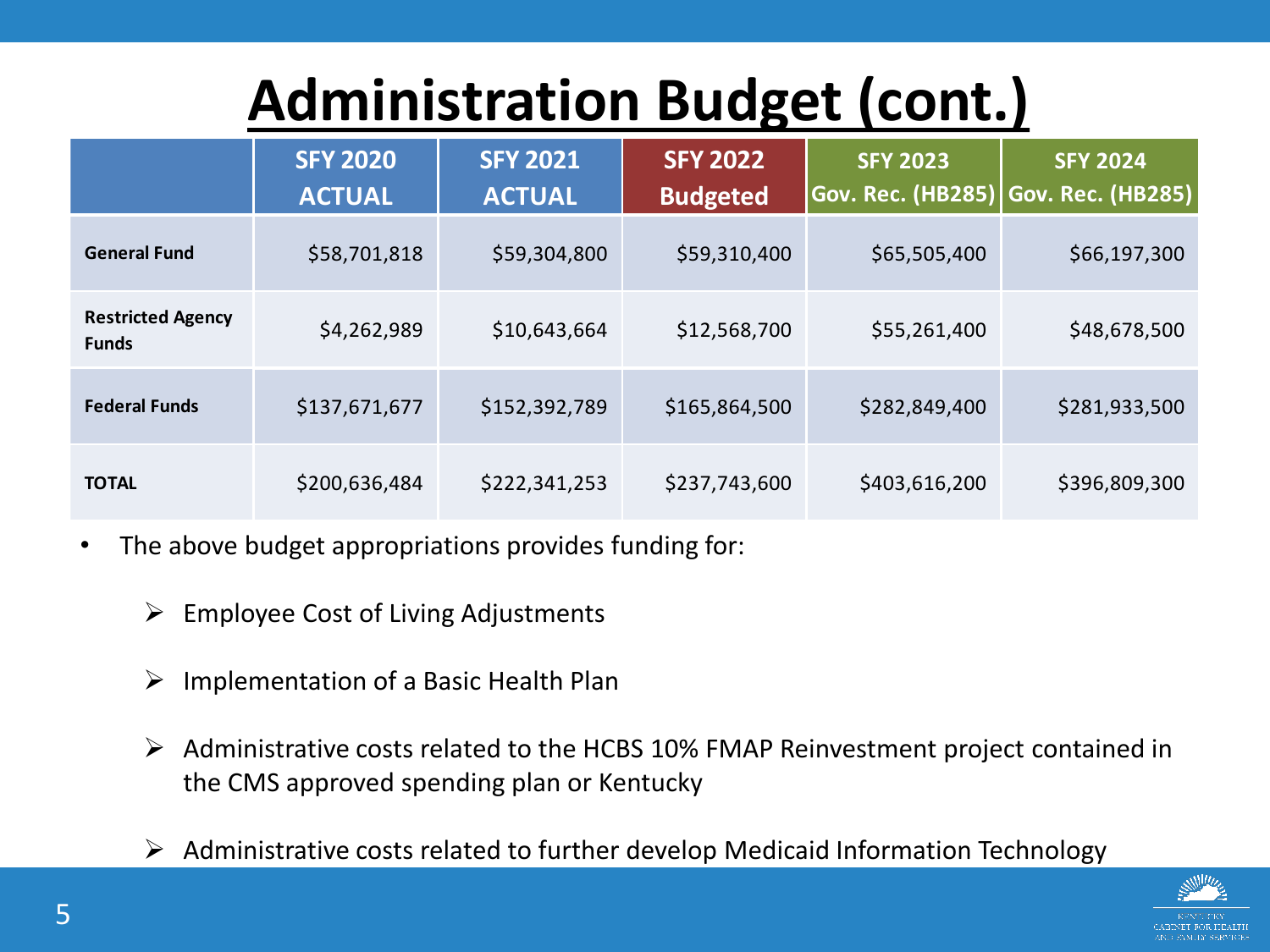# Administration Budget (cont.)

| | SFY 2020 ACTUAL | SFY 2021 ACTUAL | SFY 2022 Budgeted | SFY 2023 Gov. Rec. (HB285) | SFY 2024 Gov. Rec. (HB285) |
|---|---|---|---|---|---|
| **General Fund** | $58,701,818 | $59,304,800 | $59,310,400 | $65,505,400 | $66,197,300 |
| **Restricted Agency Funds** | $4,262,989 | $10,643,664 | $12,568,700 | $55,261,400 | $48,678,500 |
| **Federal Funds** | $137,671,677 | $152,392,789 | $165,864,500 | $282,849,400 | $281,933,500 |
| **TOTAL** | $200,636,484 | $222,341,253 | $237,743,600 | $403,616,200 | $396,809,300 |

- The above budget appropriations provides funding for:
  - Employee Cost of Living Adjustments
  - Implementation of a Basic Health Plan
  - Administrative costs related to the HCBS 10% FMAP Reinvestment project contained in the CMS approved spending plan or Kentucky
  - Administrative costs related to further develop Medicaid Information Technology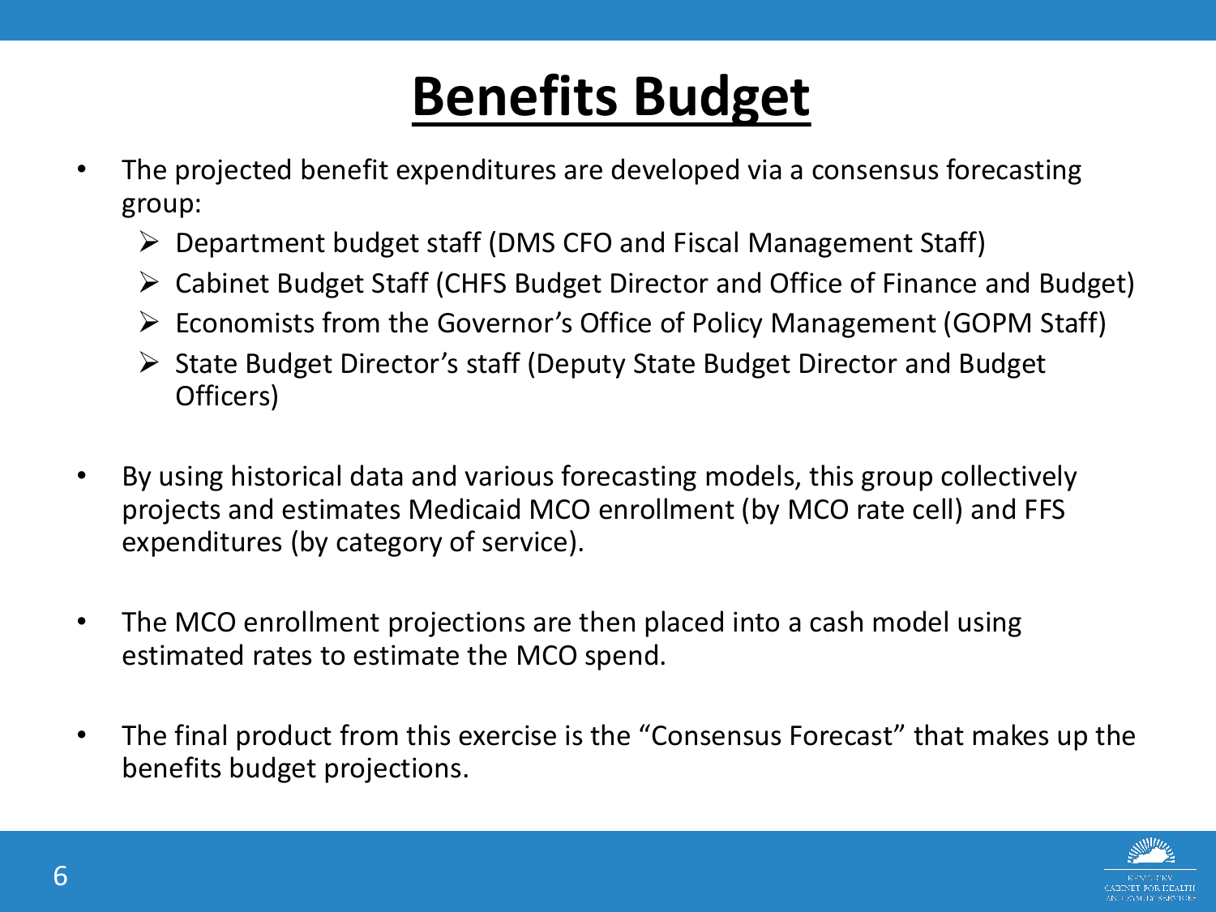# Benefits Budget

- The projected benefit expenditures are developed via a consensus forecasting group:
  - Department budget staff (DMS CFO and Fiscal Management Staff)
  - Cabinet Budget Staff (CHFS Budget Director and Office of Finance and Budget)
  - Economists from the Governor's Office of Policy Management (GOPM Staff)
  - State Budget Director's staff (Deputy State Budget Director and Budget Officers)
- By using historical data and various forecasting models, this group collectively projects and estimates Medicaid MCO enrollment (by MCO rate cell) and FFS expenditures (by category of service).
- The MCO enrollment projections are then placed into a cash model using estimated rates to estimate the MCO spend.
- The final product from this exercise is the "Consensus Forecast" that makes up the benefits budget projections.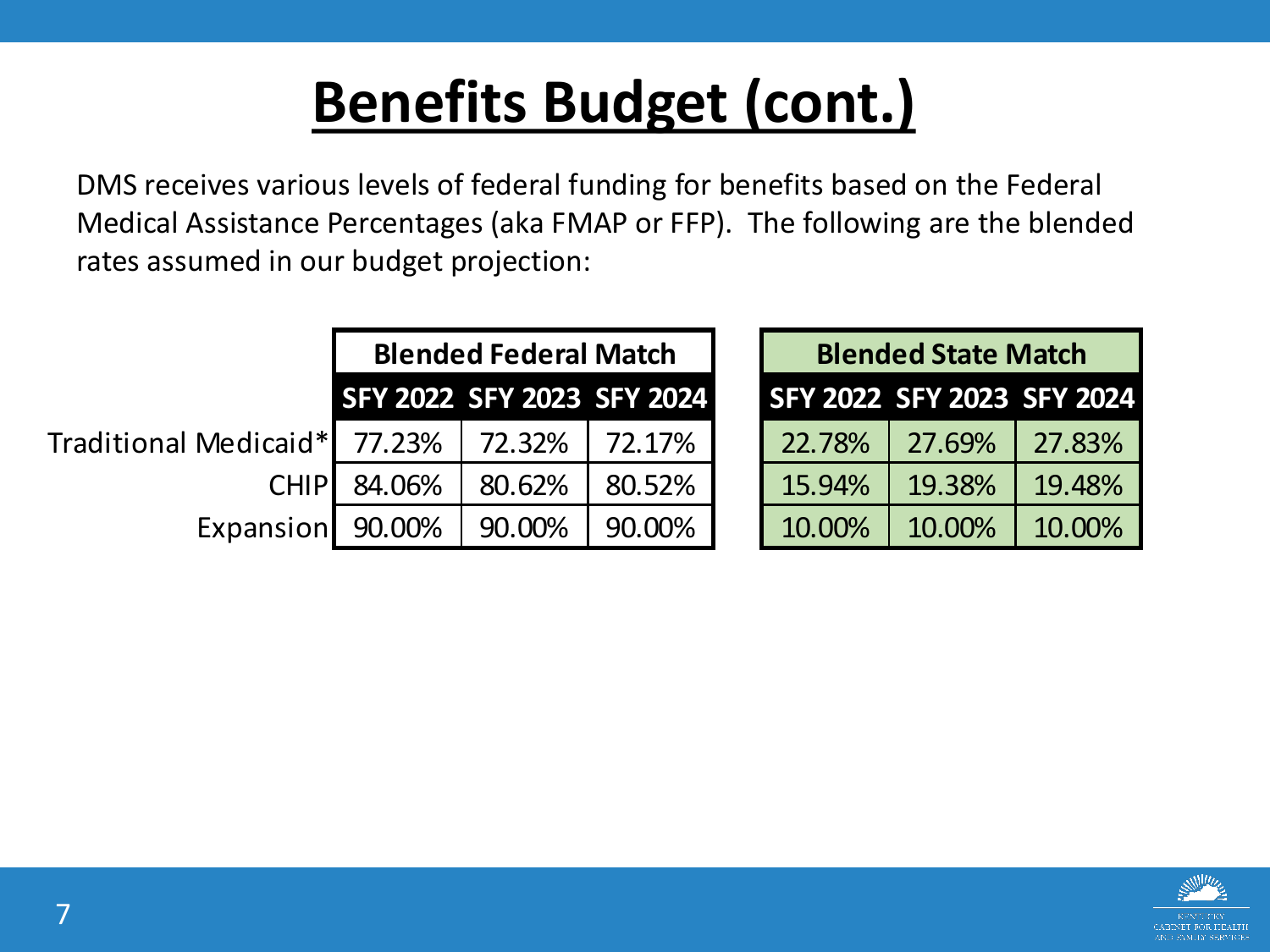# Benefits Budget (cont.)

DMS receives various levels of federal funding for benefits based on the Federal Medical Assistance Percentages (aka FMAP or FFP). The following are the blended rates assumed in our budget projection:

| | Blended Federal Match | | | Blended State Match | | |
|---|---|---|---|---|---|---|
| | SFY 2022 | SFY 2023 | SFY 2024 | SFY 2022 | SFY 2023 | SFY 2024 |
| Traditional Medicaid* | 77.23% | 72.32% | 72.17% | 22.78% | 27.69% | 27.83% |
| CHIP | 84.06% | 80.62% | 80.52% | 15.94% | 19.38% | 19.48% |
| Expansion | 90.00% | 90.00% | 90.00% | 10.00% | 10.00% | 10.00% |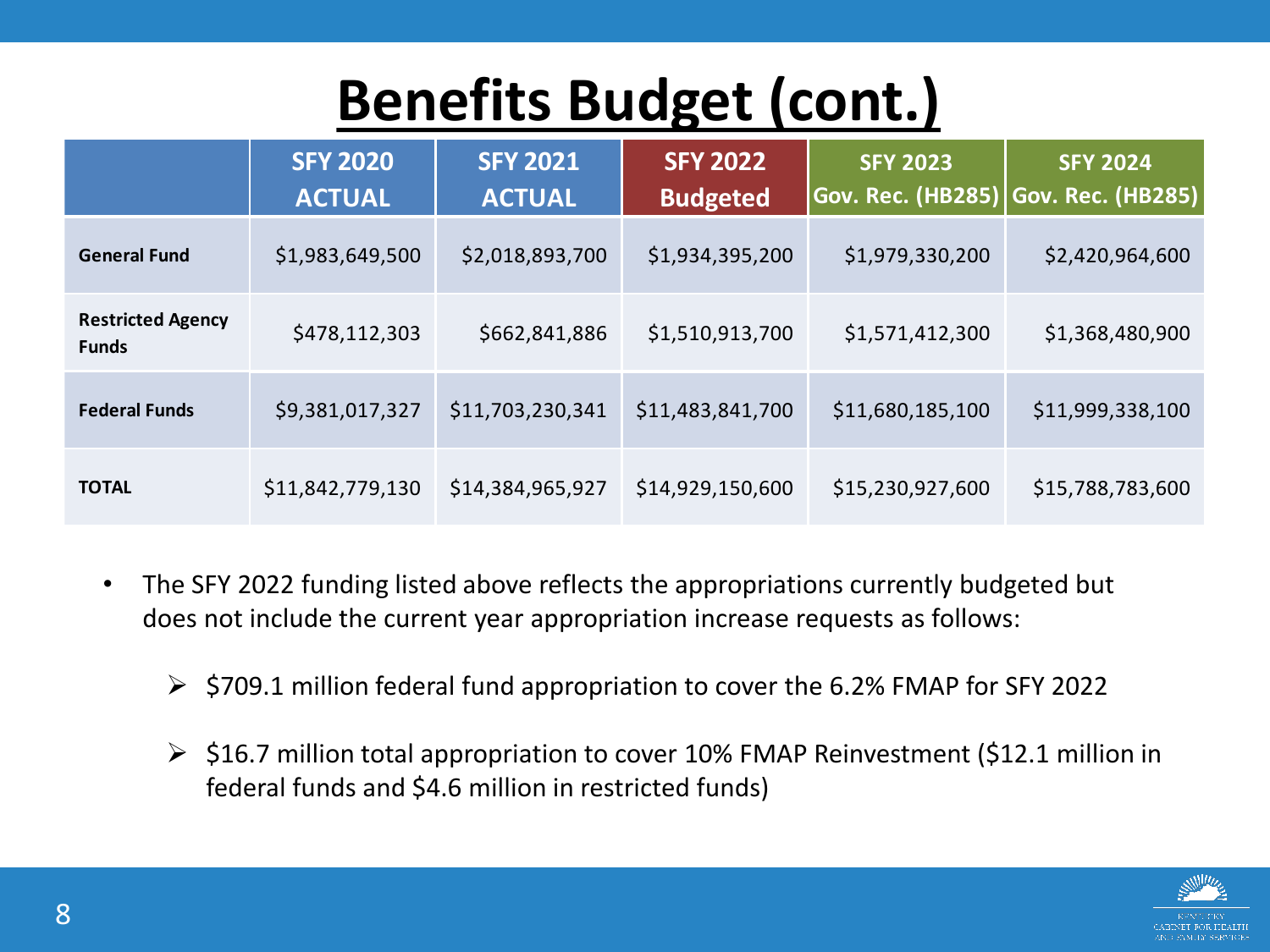# Benefits Budget (cont.)

| | SFY 2020 ACTUAL | SFY 2021 ACTUAL | SFY 2022 Budgeted | SFY 2023 Gov. Rec. (HB285) | SFY 2024 Gov. Rec. (HB285) |
|---|---|---|---|---|---|
| **General Fund** | $1,983,649,500 | $2,018,893,700 | $1,934,395,200 | $1,979,330,200 | $2,420,964,600 |
| **Restricted Agency Funds** | $478,112,303 | $662,841,886 | $1,510,913,700 | $1,571,412,300 | $1,368,480,900 |
| **Federal Funds** | $9,381,017,327 | $11,703,230,341 | $11,483,841,700 | $11,680,185,100 | $11,999,338,100 |
| **TOTAL** | $11,842,779,130 | $14,384,965,927 | $14,929,150,600 | $15,230,927,600 | $15,788,783,600 |

- The SFY 2022 funding listed above reflects the appropriations currently budgeted but does not include the current year appropriation increase requests as follows:
  - $709.1 million federal fund appropriation to cover the 6.2% FMAP for SFY 2022
  - $16.7 million total appropriation to cover 10% FMAP Reinvestment ($12.1 million in federal funds and $4.6 million in restricted funds)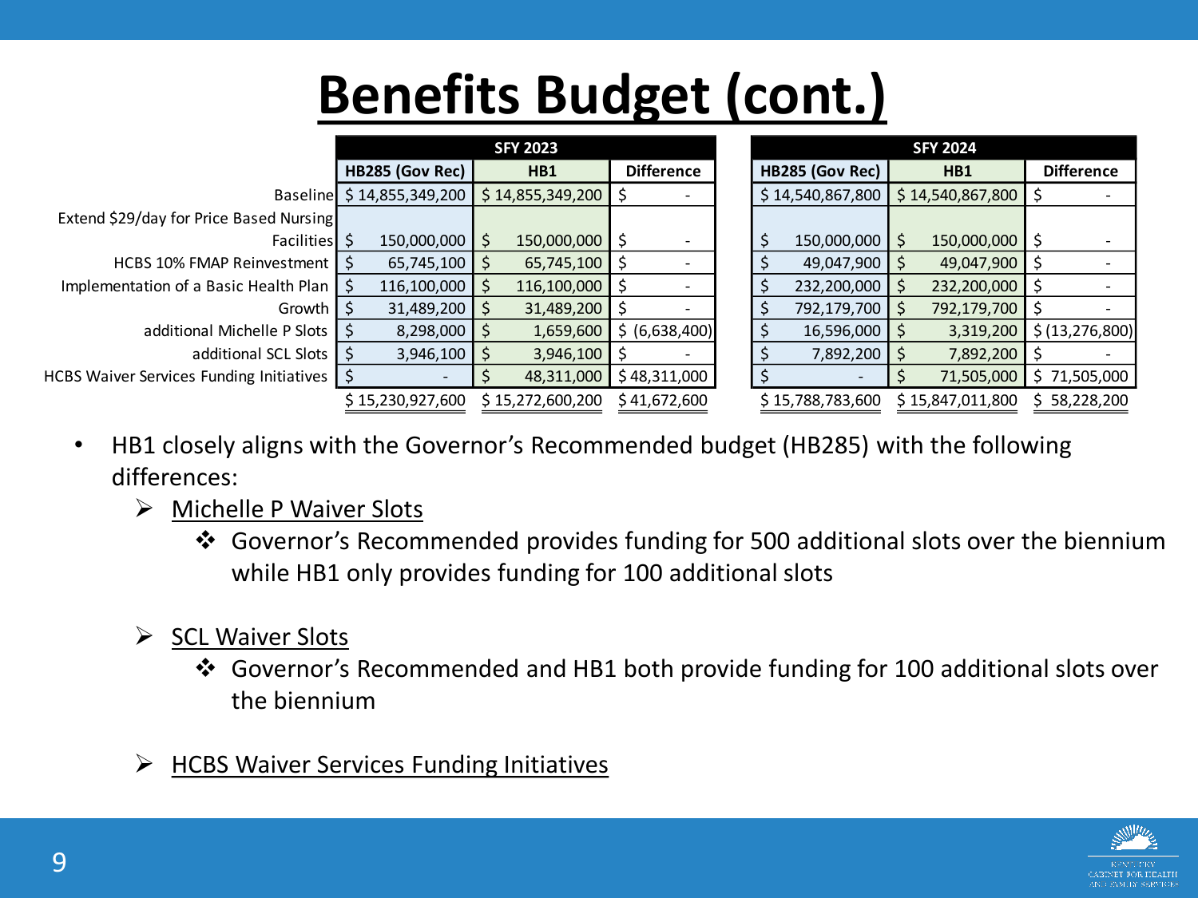# Benefits Budget (cont.)

| | SFY 2023 | | | SFY 2024 | | |
|---|---|---|---|---|---|---|
| | HB285 (Gov Rec) | HB1 | Difference | HB285 (Gov Rec) | HB1 | Difference |
| Baseline | $ 14,855,349,200 | $ 14,855,349,200 | $ - | $ 14,540,867,800 | $ 14,540,867,800 | $ - |
| Extend $29/day for Price Based Nursing Facilities | $ 150,000,000 | $ 150,000,000 | $ - | $ 150,000,000 | $ 150,000,000 | $ - |
| HCBS 10% FMAP Reinvestment | $ 65,745,100 | $ 65,745,100 | $ - | $ 49,047,900 | $ 49,047,900 | $ - |
| Implementation of a Basic Health Plan | $ 116,100,000 | $ 116,100,000 | $ - | $ 232,200,000 | $ 232,200,000 | $ - |
| Growth | $ 31,489,200 | $ 31,489,200 | $ - | $ 792,179,700 | $ 792,179,700 | $ - |
| additional Michelle P Slots | $ 8,298,000 | $ 1,659,600 | $ (6,638,400) | $ 16,596,000 | $ 3,319,200 | $ (13,276,800) |
| additional SCL Slots | $ 3,946,100 | $ 3,946,100 | $ - | $ 7,892,200 | $ 7,892,200 | $ - |
| HCBS Waiver Services Funding Initiatives | $ - | $ 48,311,000 | $ 48,311,000 | $ - | $ 71,505,000 | $ 71,505,000 |
| | $ 15,230,927,600 | $ 15,272,600,200 | $ 41,672,600 | $ 15,788,783,600 | $ 15,847,011,800 | $ 58,228,200 |

- HB1 closely aligns with the Governor's Recommended budget (HB285) with the following differences:
  - Michelle P Waiver Slots
    - Governor's Recommended provides funding for 500 additional slots over the biennium while HB1 only provides funding for 100 additional slots
  - SCL Waiver Slots
    - Governor's Recommended and HB1 both provide funding for 100 additional slots over the biennium
  - HCBS Waiver Services Funding Initiatives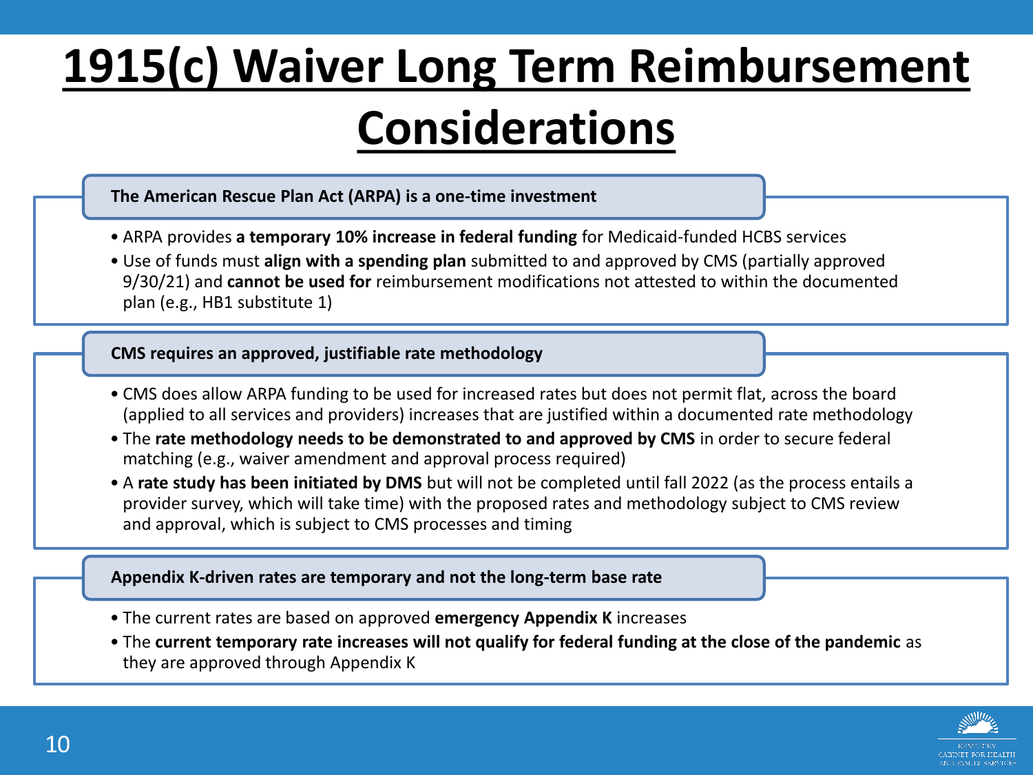# 1915(c) Waiver Long Term Reimbursement Considerations

## The American Rescue Plan Act (ARPA) is a one-time investment

- ARPA provides **a temporary 10% increase in federal funding** for Medicaid-funded HCBS services
- Use of funds must **align with a spending plan** submitted to and approved by CMS (partially approved 9/30/21) and **cannot be used for** reimbursement modifications not attested to within the documented plan (e.g., HB1 substitute 1)

## CMS requires an approved, justifiable rate methodology

- CMS does allow ARPA funding to be used for increased rates but does not permit flat, across the board (applied to all services and providers) increases that are justified within a documented rate methodology
- The **rate methodology needs to be demonstrated to and approved by CMS** in order to secure federal matching (e.g., waiver amendment and approval process required)
- A **rate study has been initiated by DMS** but will not be completed until fall 2022 (as the process entails a provider survey, which will take time) with the proposed rates and methodology subject to CMS review and approval, which is subject to CMS processes and timing

## Appendix K-driven rates are temporary and not the long-term base rate

- The current rates are based on approved **emergency Appendix K** increases
- The **current temporary rate increases will not qualify for federal funding at the close of the pandemic** as they are approved through Appendix K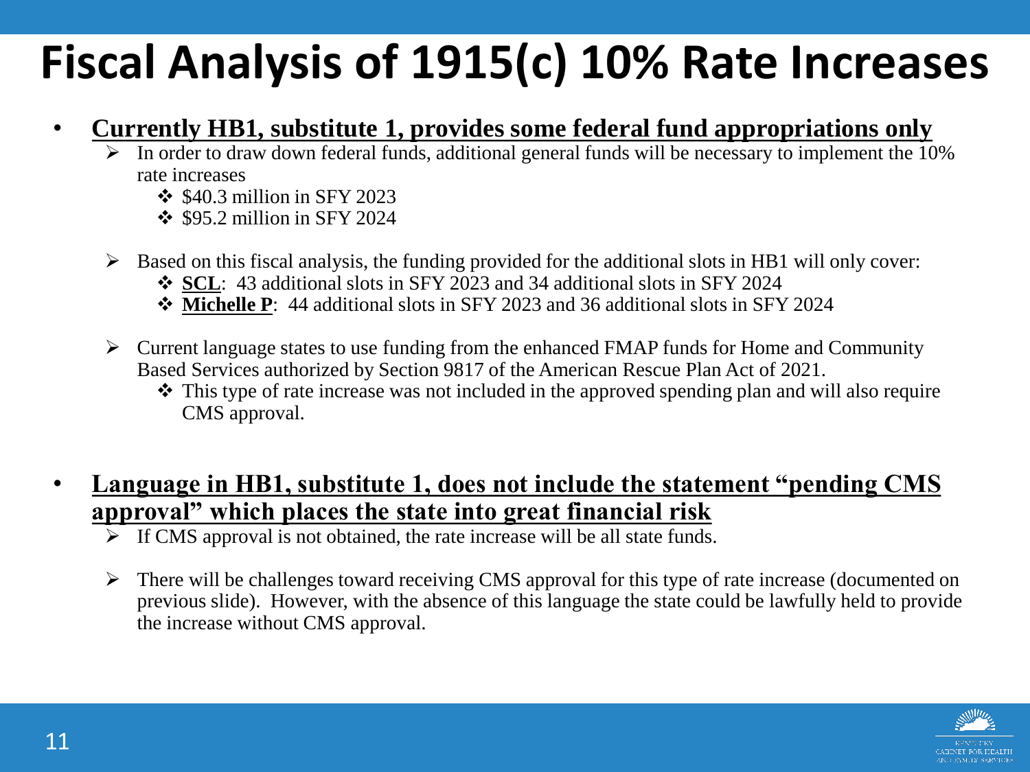# Fiscal Analysis of 1915(c) 10% Rate Increases

- **Currently HB1, substitute 1, provides some federal fund appropriations only**
  - In order to draw down federal funds, additional general funds will be necessary to implement the 10% rate increases
    - $40.3 million in SFY 2023
    - $95.2 million in SFY 2024
  - Based on this fiscal analysis, the funding provided for the additional slots in HB1 will only cover:
    - **SCL**: 43 additional slots in SFY 2023 and 34 additional slots in SFY 2024
    - **Michelle P**: 44 additional slots in SFY 2023 and 36 additional slots in SFY 2024
  - Current language states to use funding from the enhanced FMAP funds for Home and Community Based Services authorized by Section 9817 of the American Rescue Plan Act of 2021.
    - This type of rate increase was not included in the approved spending plan and will also require CMS approval.

- **Language in HB1, substitute 1, does not include the statement "pending CMS approval" which places the state into great financial risk**
  - If CMS approval is not obtained, the rate increase will be all state funds.
  - There will be challenges toward receiving CMS approval for this type of rate increase (documented on previous slide). However, with the absence of this language the state could be lawfully held to provide the increase without CMS approval.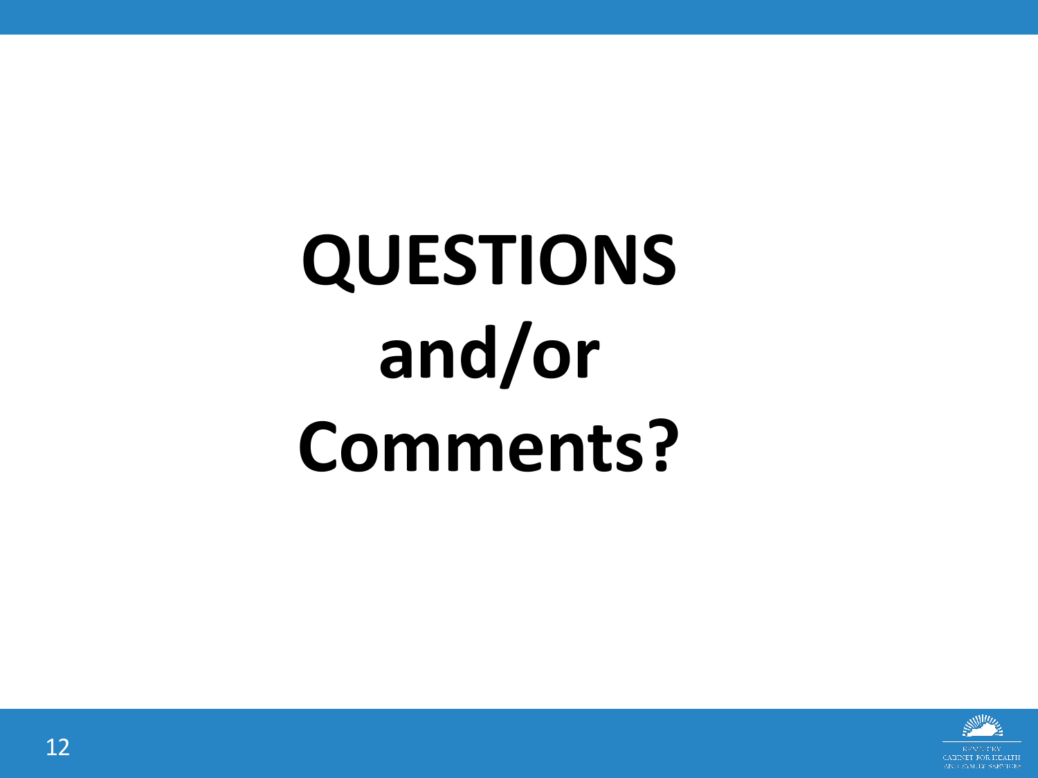# QUESTIONS and/or Comments?